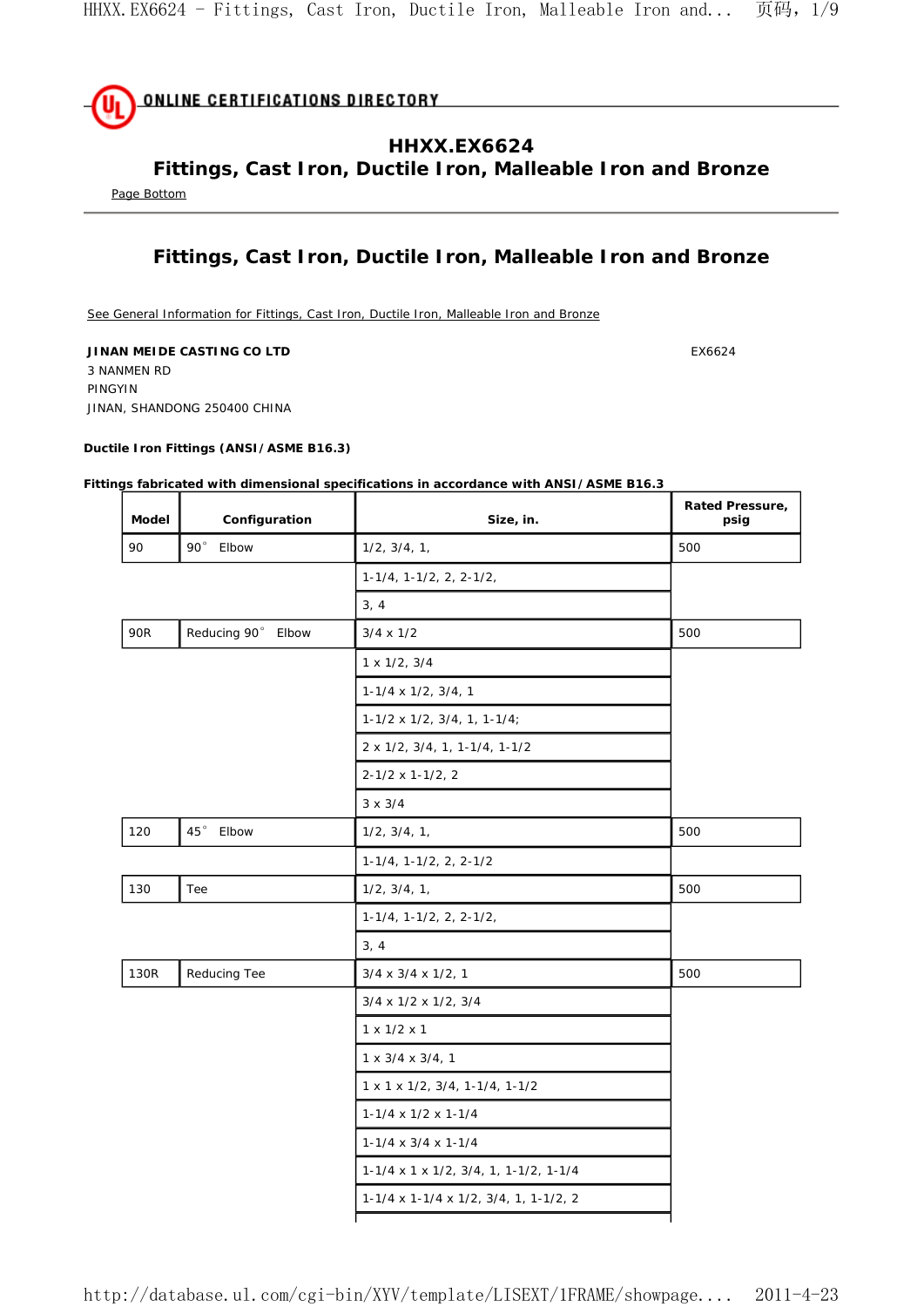ONLINE CERTIFICATIONS DIRECTORY

# HHXX.EX6624
# Fittings, Cast Iron, Ductile Iron, Malleable Iron and Bronze

Page Bottom

## Fittings, Cast Iron, Ductile Iron, Malleable Iron and Bronze

See General Information for Fittings, Cast Iron, Ductile Iron, Malleable Iron and Bronze

**JINAN MEIDE CASTING CO LTD** EX6624
3 NANMEN RD
PINGYIN
JINAN, SHANDONG 250400 CHINA

**Ductile Iron Fittings (ANSI/ASME B16.3)**

**Fittings fabricated with dimensional specifications in accordance with ANSI/ASME B16.3**

| Model | Configuration | Size, in. | Rated Pressure, psig |
|---|---|---|---|
| 90 | 90° Elbow | 1/2, 3/4, 1, | 500 |
| | | 1-1/4, 1-1/2, 2, 2-1/2, | |
| | | 3, 4 | |
| 90R | Reducing 90° Elbow | 3/4 x 1/2 | 500 |
| | | 1 x 1/2, 3/4 | |
| | | 1-1/4 x 1/2, 3/4, 1 | |
| | | 1-1/2 x 1/2, 3/4, 1, 1-1/4; | |
| | | 2 x 1/2, 3/4, 1, 1-1/4, 1-1/2 | |
| | | 2-1/2 x 1-1/2, 2 | |
| | | 3 x 3/4 | |
| 120 | 45° Elbow | 1/2, 3/4, 1, | 500 |
| | | 1-1/4, 1-1/2, 2, 2-1/2 | |
| 130 | Tee | 1/2, 3/4, 1, | 500 |
| | | 1-1/4, 1-1/2, 2, 2-1/2, | |
| | | 3, 4 | |
| 130R | Reducing Tee | 3/4 x 3/4 x 1/2, 1 | 500 |
| | | 3/4 x 1/2 x 1/2, 3/4 | |
| | | 1 x 1/2 x 1 | |
| | | 1 x 3/4 x 3/4, 1 | |
| | | 1 x 1 x 1/2, 3/4, 1-1/4, 1-1/2 | |
| | | 1-1/4 x 1/2 x 1-1/4 | |
| | | 1-1/4 x 3/4 x 1-1/4 | |
| | | 1-1/4 x 1 x 1/2, 3/4, 1, 1-1/2, 1-1/4 | |
| | | 1-1/4 x 1-1/4 x 1/2, 3/4, 1, 1-1/2, 2 | |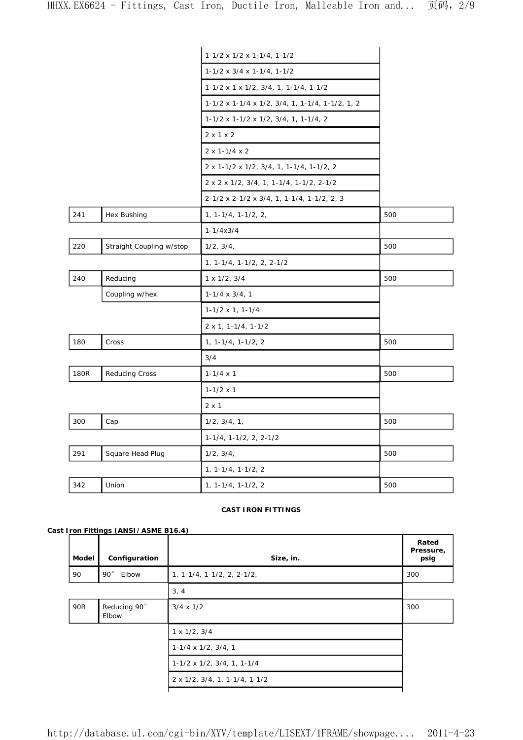| | | | |
|---|---|---|---|
| | | 1-1/2 x 1/2 x 1-1/4, 1-1/2 | |
| | | 1-1/2 x 3/4 x 1-1/4, 1-1/2 | |
| | | 1-1/2 x 1 x 1/2, 3/4, 1, 1-1/4, 1-1/2 | |
| | | 1-1/2 x 1-1/4 x 1/2, 3/4, 1, 1-1/4, 1-1/2, 1, 2 | |
| | | 1-1/2 x 1-1/2 x 1/2, 3/4, 1, 1-1/4, 2 | |
| | | 2 x 1 x 2 | |
| | | 2 x 1-1/4 x 2 | |
| | | 2 x 1-1/2 x 1/2, 3/4, 1, 1-1/4, 1-1/2, 2 | |
| | | 2 x 2 x 1/2, 3/4, 1, 1-1/4, 1-1/2, 2-1/2 | |
| | | 2-1/2 x 2-1/2 x 3/4, 1, 1-1/4, 1-1/2, 2, 3 | |
| 241 | Hex Bushing | 1, 1-1/4, 1-1/2, 2, | 500 |
| | | 1-1/4x3/4 | |
| 220 | Straight Coupling w/stop | 1/2, 3/4, | 500 |
| | | 1, 1-1/4, 1-1/2, 2, 2-1/2 | |
| 240 | Reducing | 1 x 1/2, 3/4 | 500 |
| | Coupling w/hex | 1-1/4 x 3/4, 1 | |
| | | 1-1/2 x 1, 1-1/4 | |
| | | 2 x 1, 1-1/4, 1-1/2 | |
| 180 | Cross | 1, 1-1/4, 1-1/2, 2 | 500 |
| | | 3/4 | |
| 180R | Reducing Cross | 1-1/4 x 1 | 500 |
| | | 1-1/2 x 1 | |
| | | 2 x 1 | |
| 300 | Cap | 1/2, 3/4, 1, | 500 |
| | | 1-1/4, 1-1/2, 2, 2-1/2 | |
| 291 | Square Head Plug | 1/2, 3/4, | 500 |
| | | 1, 1-1/4, 1-1/2, 2 | |
| 342 | Union | 1, 1-1/4, 1-1/2, 2 | 500 |

**CAST IRON FITTINGS**

**Cast Iron Fittings (ANSI/ASME B16.4)**

| Model | Configuration | Size, in. | Rated Pressure, psig |
|---|---|---|---|
| 90 | 90° Elbow | 1, 1-1/4, 1-1/2, 2, 2-1/2, | 300 |
| | | 3, 4 | |
| 90R | Reducing 90° Elbow | 3/4 x 1/2 | 300 |
| | | 1 x 1/2, 3/4 | |
| | | 1-1/4 x 1/2, 3/4, 1 | |
| | | 1-1/2 x 1/2, 3/4, 1, 1-1/4 | |
| | | 2 x 1/2, 3/4, 1, 1-1/4, 1-1/2 | |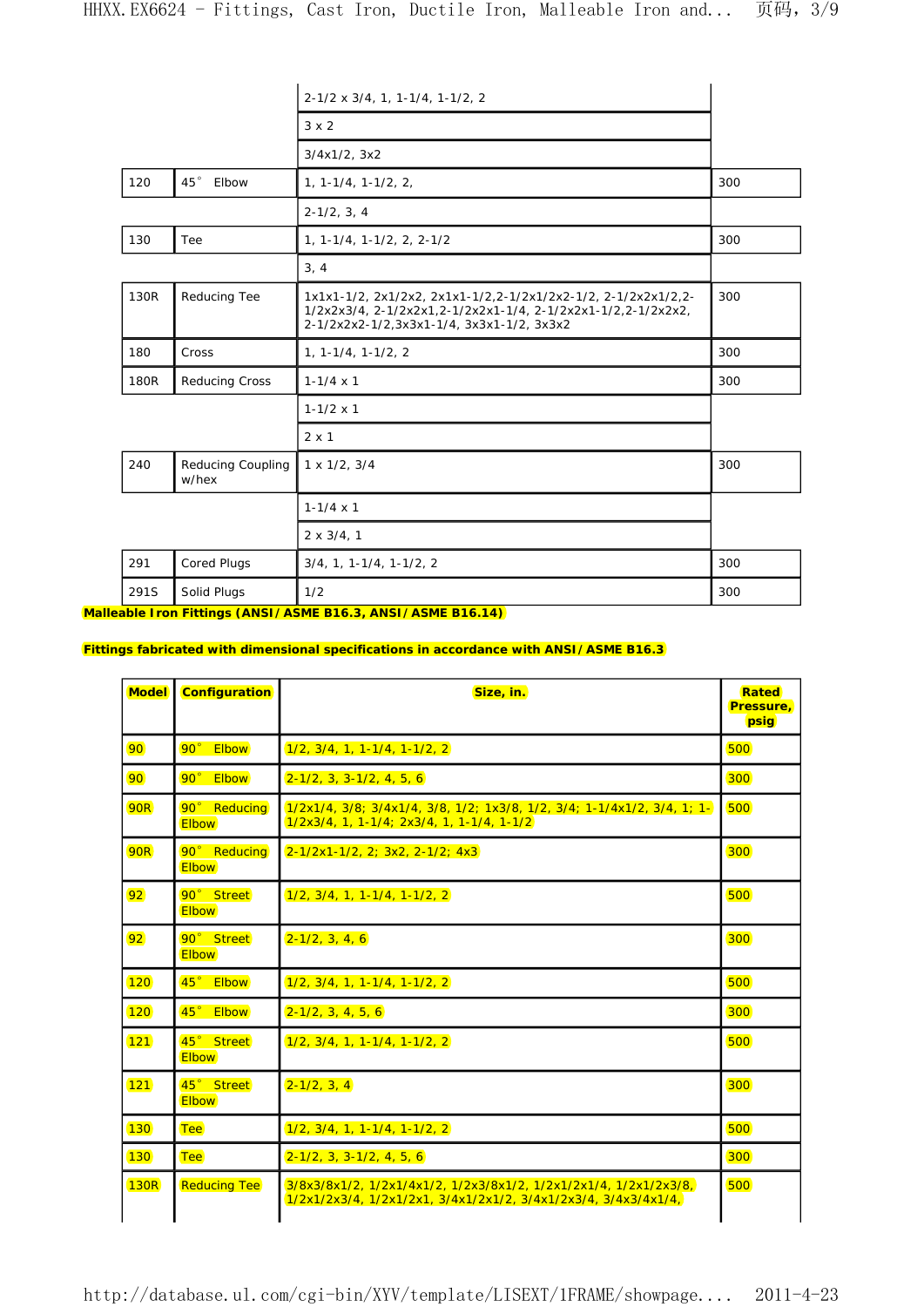| | | 2-1/2 x 3/4, 1, 1-1/4, 1-1/2, 2 | |
|---|---|---|---|
| | | 3 x 2 | |
| | | 3/4x1/2, 3x2 | |
| 120 | 45° Elbow | 1, 1-1/4, 1-1/2, 2, | 300 |
| | | 2-1/2, 3, 4 | |
| 130 | Tee | 1, 1-1/4, 1-1/2, 2, 2-1/2 | 300 |
| | | 3, 4 | |
| 130R | Reducing Tee | 1x1x1-1/2, 2x1/2x2, 2x1x1-1/2,2-1/2x1/2x2-1/2, 2-1/2x2x1/2,2-1/2x2x3/4, 2-1/2x2x1,2-1/2x2x1-1/4, 2-1/2x2x1-1/2,2-1/2x2x2, 2-1/2x2x2-1/2,3x3x1-1/4, 3x3x1-1/2, 3x3x2 | 300 |
| 180 | Cross | 1, 1-1/4, 1-1/2, 2 | 300 |
| 180R | Reducing Cross | 1-1/4 x 1 | 300 |
| | | 1-1/2 x 1 | |
| | | 2 x 1 | |
| 240 | Reducing Coupling w/hex | 1 x 1/2, 3/4 | 300 |
| | | 1-1/4 x 1 | |
| | | 2 x 3/4, 1 | |
| 291 | Cored Plugs | 3/4, 1, 1-1/4, 1-1/2, 2 | 300 |
| 291S | Solid Plugs | 1/2 | 300 |

**Malleable Iron Fittings (ANSI/ASME B16.3, ANSI/ASME B16.14)**

**Fittings fabricated with dimensional specifications in accordance with ANSI/ASME B16.3**

| Model | Configuration | Size, in. | Rated Pressure, psig |
|---|---|---|---|
| 90 | 90° Elbow | 1/2, 3/4, 1, 1-1/4, 1-1/2, 2 | 500 |
| 90 | 90° Elbow | 2-1/2, 3, 3-1/2, 4, 5, 6 | 300 |
| 90R | 90° Reducing Elbow | 1/2x1/4, 3/8; 3/4x1/4, 3/8, 1/2; 1x3/8, 1/2, 3/4; 1-1/4x1/2, 3/4, 1; 1-1/2x3/4, 1, 1-1/4; 2x3/4, 1, 1-1/4, 1-1/2 | 500 |
| 90R | 90° Reducing Elbow | 2-1/2x1-1/2, 2; 3x2, 2-1/2; 4x3 | 300 |
| 92 | 90° Street Elbow | 1/2, 3/4, 1, 1-1/4, 1-1/2, 2 | 500 |
| 92 | 90° Street Elbow | 2-1/2, 3, 4, 6 | 300 |
| 120 | 45° Elbow | 1/2, 3/4, 1, 1-1/4, 1-1/2, 2 | 500 |
| 120 | 45° Elbow | 2-1/2, 3, 4, 5, 6 | 300 |
| 121 | 45° Street Elbow | 1/2, 3/4, 1, 1-1/4, 1-1/2, 2 | 500 |
| 121 | 45° Street Elbow | 2-1/2, 3, 4 | 300 |
| 130 | Tee | 1/2, 3/4, 1, 1-1/4, 1-1/2, 2 | 500 |
| 130 | Tee | 2-1/2, 3, 3-1/2, 4, 5, 6 | 300 |
| 130R | Reducing Tee | 3/8x3/8x1/2, 1/2x1/4x1/2, 1/2x3/8x1/2, 1/2x1/2x1/4, 1/2x1/2x3/8, 1/2x1/2x3/4, 1/2x1/2x1, 3/4x1/2x1/2, 3/4x1/2x3/4, 3/4x3/4x1/4, | 500 |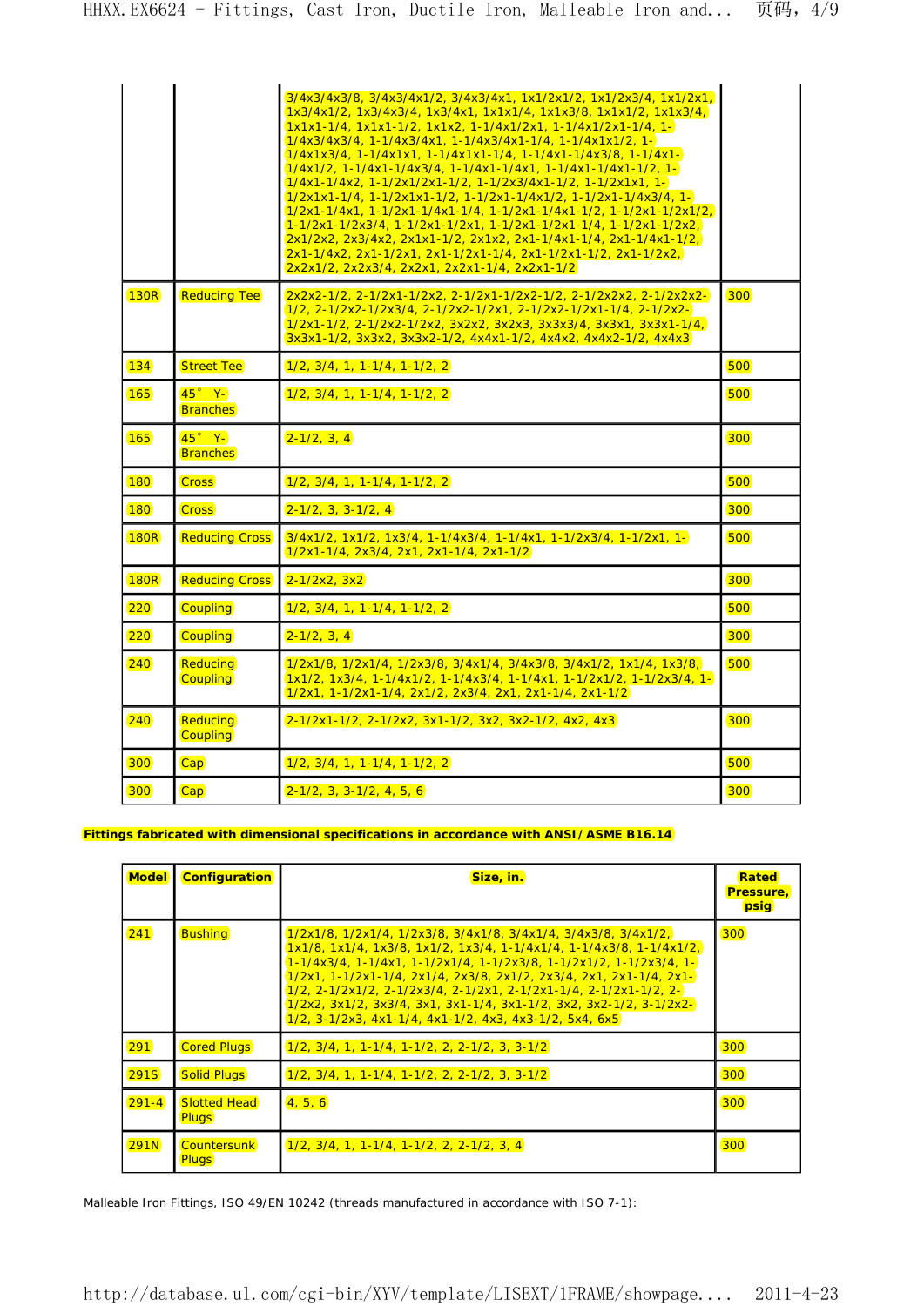| | | | |
|---|---|---|---|
| | | 3/4x3/4x3/8, 3/4x3/4x1/2, 3/4x3/4x1, 1x1/2x1/2, 1x1/2x3/4, 1x1/2x1, 1x3/4x1/2, 1x3/4x3/4, 1x3/4x1, 1x1x1/4, 1x1x3/8, 1x1x1/2, 1x1x3/4, 1x1x1-1/4, 1x1x1-1/2, 1x1x2, 1-1/4x1/2x1, 1-1/4x1/2x1-1/4, 1-1/4x3/4x3/4, 1-1/4x3/4x1, 1-1/4x3/4x1-1/4, 1-1/4x1x1/2, 1-1/4x1x3/4, 1-1/4x1x1, 1-1/4x1x1-1/4, 1-1/4x1-1/4x3/8, 1-1/4x1-1/4x1/2, 1-1/4x1-1/4x3/4, 1-1/4x1-1/4x1, 1-1/4x1-1/4x1-1/2, 1-1/4x1-1/4x2, 1-1/2x1/2x1-1/2, 1-1/2x3/4x1-1/2, 1-1/2x1x1, 1-1/2x1x1-1/4, 1-1/2x1x1-1/2, 1-1/2x1-1/4x1/2, 1-1/2x1-1/4x3/4, 1-1/2x1-1/4x1, 1-1/2x1-1/4x1-1/4, 1-1/2x1-1/4x1-1/2, 1-1/2x1-1/2x1/2, 1-1/2x1-1/2x3/4, 1-1/2x1-1/2x1, 1-1/2x1-1/2x1-1/4, 1-1/2x1-1/2x2, 2x1/2x2, 2x3/4x2, 2x1x1-1/2, 2x1x2, 2x1-1/4x1-1/4, 2x1-1/4x1-1/2, 2x1-1/4x2, 2x1-1/2x1, 2x1-1/2x1-1/4, 2x1-1/2x1-1/2, 2x1-1/2x2, 2x2x1/2, 2x2x3/4, 2x2x1, 2x2x1-1/4, 2x2x1-1/2 | |
| 130R | Reducing Tee | 2x2x2-1/2, 2-1/2x1-1/2x2, 2-1/2x1-1/2x2-1/2, 2-1/2x2x2, 2-1/2x2x2-1/2, 2-1/2x2-1/2x3/4, 2-1/2x2-1/2x1, 2-1/2x2-1/2x1-1/4, 2-1/2x2-1/2x1-1/2, 2-1/2x2-1/2x2, 3x2x2, 3x2x3, 3x3x3/4, 3x3x1, 3x3x1-1/4, 3x3x1-1/2, 3x3x2, 3x3x2-1/2, 4x4x1-1/2, 4x4x2, 4x4x2-1/2, 4x4x3 | 300 |
| 134 | Street Tee | 1/2, 3/4, 1, 1-1/4, 1-1/2, 2 | 500 |
| 165 | 45° Y-Branches | 1/2, 3/4, 1, 1-1/4, 1-1/2, 2 | 500 |
| 165 | 45° Y-Branches | 2-1/2, 3, 4 | 300 |
| 180 | Cross | 1/2, 3/4, 1, 1-1/4, 1-1/2, 2 | 500 |
| 180 | Cross | 2-1/2, 3, 3-1/2, 4 | 300 |
| 180R | Reducing Cross | 3/4x1/2, 1x1/2, 1x3/4, 1-1/4x3/4, 1-1/4x1, 1-1/2x3/4, 1-1/2x1, 1-1/2x1-1/4, 2x3/4, 2x1, 2x1-1/4, 2x1-1/2 | 500 |
| 180R | Reducing Cross | 2-1/2x2, 3x2 | 300 |
| 220 | Coupling | 1/2, 3/4, 1, 1-1/4, 1-1/2, 2 | 500 |
| 220 | Coupling | 2-1/2, 3, 4 | 300 |
| 240 | Reducing Coupling | 1/2x1/8, 1/2x1/4, 1/2x3/8, 3/4x1/4, 3/4x3/8, 3/4x1/2, 1x1/4, 1x3/8, 1x1/2, 1x3/4, 1-1/4x1/2, 1-1/4x3/4, 1-1/4x1, 1-1/2x1/2, 1-1/2x3/4, 1-1/2x1, 1-1/2x1-1/4, 2x1/2, 2x3/4, 2x1, 2x1-1/4, 2x1-1/2 | 500 |
| 240 | Reducing Coupling | 2-1/2x1-1/2, 2-1/2x2, 3x1-1/2, 3x2, 3x2-1/2, 4x2, 4x3 | 300 |
| 300 | Cap | 1/2, 3/4, 1, 1-1/4, 1-1/2, 2 | 500 |
| 300 | Cap | 2-1/2, 3, 3-1/2, 4, 5, 6 | 300 |

**Fittings fabricated with dimensional specifications in accordance with ANSI / ASME B16.14**

| Model | Configuration | Size, in. | Rated Pressure, psig |
|---|---|---|---|
| 241 | Bushing | 1/2x1/8, 1/2x1/4, 1/2x3/8, 3/4x1/8, 3/4x1/4, 3/4x3/8, 3/4x1/2, 1x1/8, 1x1/4, 1x3/8, 1x1/2, 1x3/4, 1-1/4x1/4, 1-1/4x3/8, 1-1/4x1/2, 1-1/4x3/4, 1-1/4x1, 1-1/2x1/4, 1-1/2x3/8, 1-1/2x1/2, 1-1/2x3/4, 1-1/2x1, 1-1/2x1-1/4, 2x1/4, 2x3/8, 2x1/2, 2x3/4, 2x1, 2x1-1/4, 2x1-1/2, 2-1/2x1/2, 2-1/2x3/4, 2-1/2x1, 2-1/2x1-1/4, 2-1/2x1-1/2, 2-1/2x2, 3x1/2, 3x3/4, 3x1, 3x1-1/4, 3x1-1/2, 3x2, 3x2-1/2, 3-1/2x2-1/2, 3-1/2x3, 4x1-1/4, 4x1-1/2, 4x3, 4x3-1/2, 5x4, 6x5 | 300 |
| 291 | Cored Plugs | 1/2, 3/4, 1, 1-1/4, 1-1/2, 2, 2-1/2, 3, 3-1/2 | 300 |
| 291S | Solid Plugs | 1/2, 3/4, 1, 1-1/4, 1-1/2, 2, 2-1/2, 3, 3-1/2 | 300 |
| 291-4 | Slotted Head Plugs | 4, 5, 6 | 300 |
| 291N | Countersunk Plugs | 1/2, 3/4, 1, 1-1/4, 1-1/2, 2, 2-1/2, 3, 4 | 300 |

Malleable Iron Fittings, ISO 49/EN 10242 (threads manufactured in accordance with ISO 7-1):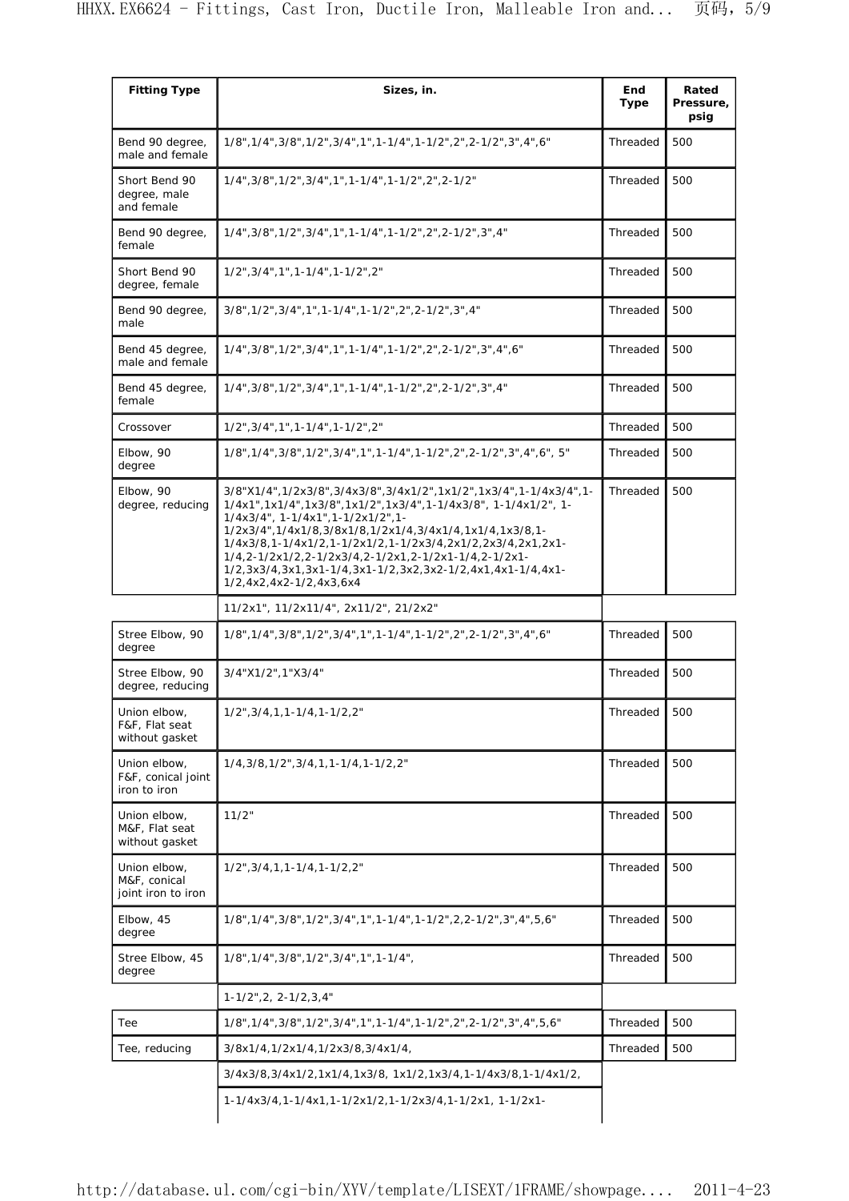| Fitting Type | Sizes, in. | End Type | Rated Pressure, psig |
|---|---|---|---|
| Bend 90 degree, male and female | 1/8",1/4",3/8",1/2",3/4",1",1-1/4",1-1/2",2",2-1/2",3",4",6" | Threaded | 500 |
| Short Bend 90 degree, male and female | 1/4",3/8",1/2",3/4",1",1-1/4",1-1/2",2",2-1/2" | Threaded | 500 |
| Bend 90 degree, female | 1/4",3/8",1/2",3/4",1",1-1/4",1-1/2",2",2-1/2",3",4" | Threaded | 500 |
| Short Bend 90 degree, female | 1/2",3/4",1",1-1/4",1-1/2",2" | Threaded | 500 |
| Bend 90 degree, male | 3/8",1/2",3/4",1",1-1/4",1-1/2",2",2-1/2",3",4" | Threaded | 500 |
| Bend 45 degree, male and female | 1/4",3/8",1/2",3/4",1",1-1/4",1-1/2",2",2-1/2",3",4",6" | Threaded | 500 |
| Bend 45 degree, female | 1/4",3/8",1/2",3/4",1",1-1/4",1-1/2",2",2-1/2",3",4" | Threaded | 500 |
| Crossover | 1/2",3/4",1",1-1/4",1-1/2",2" | Threaded | 500 |
| Elbow, 90 degree | 1/8",1/4",3/8",1/2",3/4",1",1-1/4",1-1/2",2",2-1/2",3",4",6", 5" | Threaded | 500 |
| Elbow, 90 degree, reducing | 3/8"X1/4",1/2x3/8",3/4x3/8",3/4x1/2",1x1/2",1x3/4",1-1/4x3/4",1-1/4x1",1x1/4",1x3/8",1x1/2",1x3/4",1-1/4x3/8", 1-1/4x1/2", 1-1/4x3/4", 1-1/4x1",1-1/2x1/2",1-1/2x3/4",1/4x1/8,3/8x1/8,1/2x1/4,3/4x1/4,1x1/4,1x3/8,1-1/4x3/8,1-1/4x1/2,1-1/2x1/2,1-1/2x3/4,2x1/2,2x3/4,2x1,2x1-1/4,2-1/2x1/2,2-1/2x3/4,2-1/2x1,2-1/2x1-1/4,2-1/2x1-1/2,3x3/4,3x1,3x1-1/4,3x1-1/2,3x2,3x2-1/2,4x1,4x1-1/4,4x1-1/2,4x2,4x2-1/2,4x3,6x4 | Threaded | 500 |
| | 11/2x1", 11/2x11/4", 2x11/2", 21/2x2" | | |
| Stree Elbow, 90 degree | 1/8",1/4",3/8",1/2",3/4",1",1-1/4",1-1/2",2",2-1/2",3",4",6" | Threaded | 500 |
| Stree Elbow, 90 degree, reducing | 3/4"X1/2",1"X3/4" | Threaded | 500 |
| Union elbow, F&F, Flat seat without gasket | 1/2",3/4,1,1-1/4,1-1/2,2" | Threaded | 500 |
| Union elbow, F&F, conical joint iron to iron | 1/4,3/8,1/2",3/4,1,1-1/4,1-1/2,2" | Threaded | 500 |
| Union elbow, M&F, Flat seat without gasket | 11/2" | Threaded | 500 |
| Union elbow, M&F, conical joint iron to iron | 1/2",3/4,1,1-1/4,1-1/2,2" | Threaded | 500 |
| Elbow, 45 degree | 1/8",1/4",3/8",1/2",3/4",1",1-1/4",1-1/2",2,2-1/2",3",4",5,6" | Threaded | 500 |
| Stree Elbow, 45 degree | 1/8",1/4",3/8",1/2",3/4",1",1-1/4", | Threaded | 500 |
| | 1-1/2",2, 2-1/2,3,4" | | |
| Tee | 1/8",1/4",3/8",1/2",3/4",1",1-1/4",1-1/2",2",2-1/2",3",4",5,6" | Threaded | 500 |
| Tee, reducing | 3/8x1/4,1/2x1/4,1/2x3/8,3/4x1/4, | Threaded | 500 |
| | 3/4x3/8,3/4x1/2,1x1/4,1x3/8, 1x1/2,1x3/4,1-1/4x3/8,1-1/4x1/2, | | |
| | 1-1/4x3/4,1-1/4x1,1-1/2x1/2,1-1/2x3/4,1-1/2x1, 1-1/2x1- | | |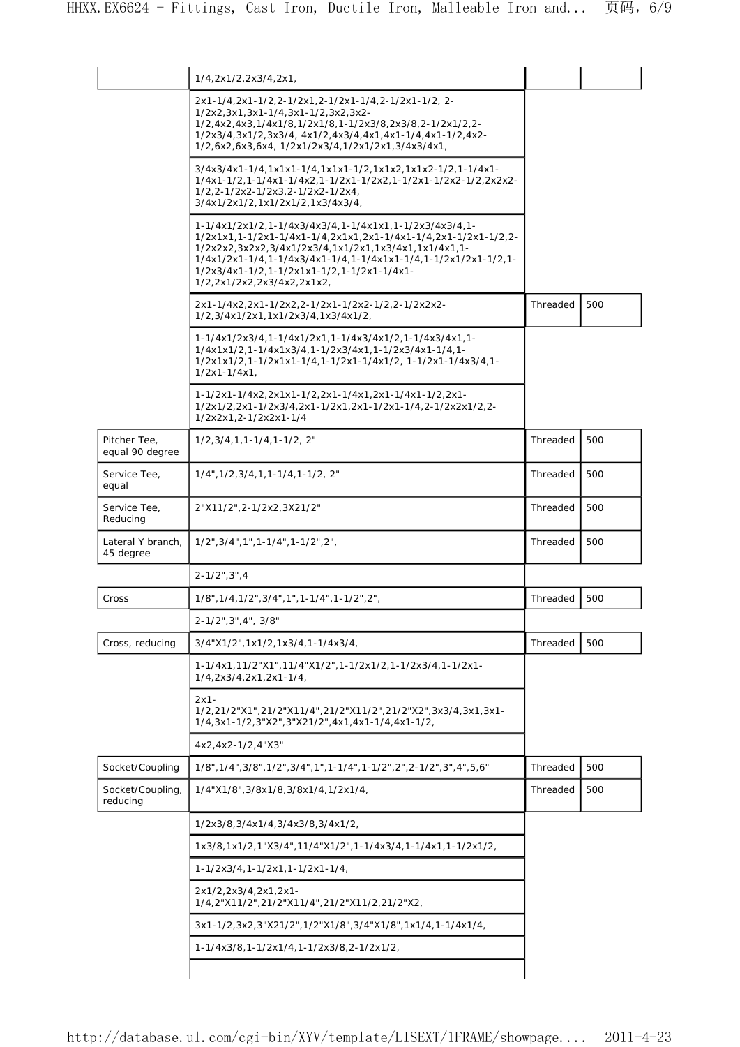| | | | |
|---|---|---|---|
| | 1/4,2x1/2,2x3/4,2x1, | | |
| | 2x1-1/4,2x1-1/2,2-1/2x1,2-1/2x1-1/4,2-1/2x1-1/2, 2-1/2x2,3x1,3x1-1/4,3x1-1/2,3x2,3x2-1/2,4x2,4x3,1/4x1/8,1/2x1/8,1-1/2x3/8,2x3/8,2-1/2x1/2,2-1/2x3/4,3x1/2,3x3/4, 4x1/2,4x3/4,4x1,4x1-1/4,4x1-1/2,4x2-1/2,6x2,6x3,6x4, 1/2x1/2x3/4,1/2x1/2x1,3/4x3/4x1, | | |
| | 3/4x3/4x1-1/4,1x1x1-1/4,1x1x1-1/2,1x1x2,1x1x2-1/2,1-1/4x1-1/4x1-1/2,1-1/4x1-1/4x2,1-1/2x1-1/2x2,1-1/2x1-1/2x2-1/2,2x2x2-1/2,2-1/2x2-1/2x3,2-1/2x2-1/2x4, 3/4x1/2x1/2,1x1/2x1/2,1x3/4x3/4, | | |
| | 1-1/4x1/2x1/2,1-1/4x3/4x3/4,1-1/4x1x1,1-1/2x3/4x3/4,1-1/2x1x1,1-1/2x1-1/4x1-1/4,2x1x1,2x1-1/4x1-1/4,2x1-1/2x1-1/2,2-1/2x2x2,3x2x2,3/4x1/2x3/4,1x1/2x1,1x3/4x1,1x1/4x1,1-1/4x1/2x1-1/4,1-1/4x3/4x1-1/4,1-1/4x1x1-1/4,1-1/2x1/2x1-1/2,1-1/2x3/4x1-1/2,1-1/2x1x1-1/2,1-1/2x1-1/4x1-1/2,2x1/2x2,2x3/4x2,2x1x2, | | |
| | 2x1-1/4x2,2x1-1/2x2,2-1/2x1-1/2x2-1/2,2-1/2x2x2-1/2,3/4x1/2x1,1x1/2x3/4,1x3/4x1/2, | Threaded | 500 |
| | 1-1/4x1/2x3/4,1-1/4x1/2x1,1-1/4x3/4x1/2,1-1/4x3/4x1,1-1/4x1x1/2,1-1/4x1x3/4,1-1/2x3/4x1,1-1/2x3/4x1-1/4,1-1/2x1x1/2,1-1/2x1x1-1/4,1-1/2x1-1/4x1/2, 1-1/2x1-1/4x3/4,1-1/2x1-1/4x1, | | |
| | 1-1/2x1-1/4x2,2x1x1-1/2,2x1-1/4x1,2x1-1/4x1-1/2,2x1-1/2x1/2,2x1-1/2x3/4,2x1-1/2x1,2x1-1/2x1-1/4,2-1/2x2x1/2,2-1/2x2x1,2-1/2x2x1-1/4 | | |
| Pitcher Tee, equal 90 degree | 1/2,3/4,1,1-1/4,1-1/2, 2" | Threaded | 500 |
| Service Tee, equal | 1/4",1/2,3/4,1,1-1/4,1-1/2, 2" | Threaded | 500 |
| Service Tee, Reducing | 2"X11/2",2-1/2x2,3X21/2" | Threaded | 500 |
| Lateral Y branch, 45 degree | 1/2",3/4",1",1-1/4",1-1/2",2", | Threaded | 500 |
| | 2-1/2",3",4 | | |
| Cross | 1/8",1/4,1/2",3/4",1",1-1/4",1-1/2",2", | Threaded | 500 |
| | 2-1/2",3",4", 3/8" | | |
| Cross, reducing | 3/4"X1/2",1x1/2,1x3/4,1-1/4x3/4, | Threaded | 500 |
| | 1-1/4x1,11/2"X1",11/4"X1/2",1-1/2x1/2,1-1/2x3/4,1-1/2x1-1/4,2x3/4,2x1,2x1-1/4, | | |
| | 2x1-1/2,21/2"X1",21/2"X11/4",21/2"X11/2",21/2"X2",3x3/4,3x1,3x1-1/4,3x1-1/2,3"X2",3"X21/2",4x1,4x1-1/4,4x1-1/2, | | |
| | 4x2,4x2-1/2,4"X3" | | |
| Socket/Coupling | 1/8",1/4",3/8",1/2",3/4",1",1-1/4",1-1/2",2",2-1/2",3",4",5,6" | Threaded | 500 |
| Socket/Coupling, reducing | 1/4"X1/8",3/8x1/8,3/8x1/4,1/2x1/4, | Threaded | 500 |
| | 1/2x3/8,3/4x1/4,3/4x3/8,3/4x1/2, | | |
| | 1x3/8,1x1/2,1"X3/4",11/4"X1/2",1-1/4x3/4,1-1/4x1,1-1/2x1/2, | | |
| | 1-1/2x3/4,1-1/2x1,1-1/2x1-1/4, | | |
| | 2x1/2,2x3/4,2x1,2x1-1/4,2"X11/2",21/2"X11/4",21/2"X11/2,21/2"X2, | | |
| | 3x1-1/2,3x2,3"X21/2",1/2"X1/8",3/4"X1/8",1x1/4,1-1/4x1/4, | | |
| | 1-1/4x3/8,1-1/2x1/4,1-1/2x3/8,2-1/2x1/2, | | |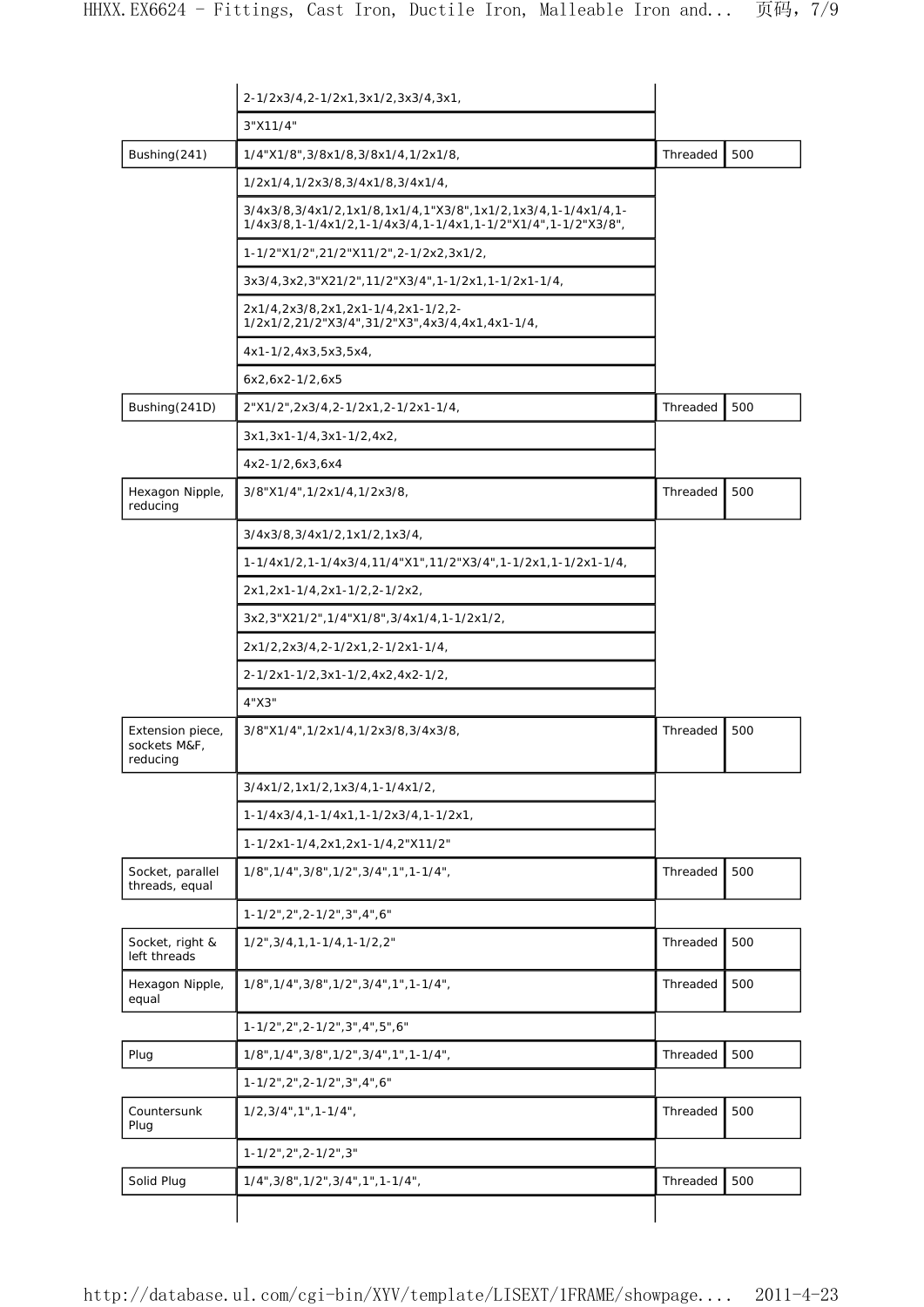| | | | |
|---|---|---|---|
| | 2-1/2x3/4,2-1/2x1,3x1/2,3x3/4,3x1, | | |
| | 3"X11/4" | | |
| Bushing(241) | 1/4"X1/8",3/8x1/8,3/8x1/4,1/2x1/8, | Threaded | 500 |
| | 1/2x1/4,1/2x3/8,3/4x1/8,3/4x1/4, | | |
| | 3/4x3/8,3/4x1/2,1x1/8,1x1/4,1"X3/8",1x1/2,1x3/4,1-1/4x1/4,1-1/4x3/8,1-1/4x1/2,1-1/4x3/4,1-1/4x1,1-1/2"X1/4",1-1/2"X3/8", | | |
| | 1-1/2"X1/2",21/2"X11/2",2-1/2x2,3x1/2, | | |
| | 3x3/4,3x2,3"X21/2",11/2"X3/4",1-1/2x1,1-1/2x1-1/4, | | |
| | 2x1/4,2x3/8,2x1,2x1-1/4,2x1-1/2,2-1/2x1/2,21/2"X3/4",31/2"X3",4x3/4,4x1,4x1-1/4, | | |
| | 4x1-1/2,4x3,5x3,5x4, | | |
| | 6x2,6x2-1/2,6x5 | | |
| Bushing(241D) | 2"X1/2",2x3/4,2-1/2x1,2-1/2x1-1/4, | Threaded | 500 |
| | 3x1,3x1-1/4,3x1-1/2,4x2, | | |
| | 4x2-1/2,6x3,6x4 | | |
| Hexagon Nipple, reducing | 3/8"X1/4",1/2x1/4,1/2x3/8, | Threaded | 500 |
| | 3/4x3/8,3/4x1/2,1x1/2,1x3/4, | | |
| | 1-1/4x1/2,1-1/4x3/4,11/4"X1",11/2"X3/4",1-1/2x1,1-1/2x1-1/4, | | |
| | 2x1,2x1-1/4,2x1-1/2,2-1/2x2, | | |
| | 3x2,3"X21/2",1/4"X1/8",3/4x1/4,1-1/2x1/2, | | |
| | 2x1/2,2x3/4,2-1/2x1,2-1/2x1-1/4, | | |
| | 2-1/2x1-1/2,3x1-1/2,4x2,4x2-1/2, | | |
| | 4"X3" | | |
| Extension piece, sockets M&F, reducing | 3/8"X1/4",1/2x1/4,1/2x3/8,3/4x3/8, | Threaded | 500 |
| | 3/4x1/2,1x1/2,1x3/4,1-1/4x1/2, | | |
| | 1-1/4x3/4,1-1/4x1,1-1/2x3/4,1-1/2x1, | | |
| | 1-1/2x1-1/4,2x1,2x1-1/4,2"X11/2" | | |
| Socket, parallel threads, equal | 1/8",1/4",3/8",1/2",3/4",1",1-1/4", | Threaded | 500 |
| | 1-1/2",2",2-1/2",3",4",6" | | |
| Socket, right & left threads | 1/2",3/4,1,1-1/4,1-1/2,2" | Threaded | 500 |
| Hexagon Nipple, equal | 1/8",1/4",3/8",1/2",3/4",1",1-1/4", | Threaded | 500 |
| | 1-1/2",2",2-1/2",3",4",5",6" | | |
| Plug | 1/8",1/4",3/8",1/2",3/4",1",1-1/4", | Threaded | 500 |
| | 1-1/2",2",2-1/2",3",4",6" | | |
| Countersunk Plug | 1/2,3/4",1",1-1/4", | Threaded | 500 |
| | 1-1/2",2",2-1/2",3" | | |
| Solid Plug | 1/4",3/8",1/2",3/4",1",1-1/4", | Threaded | 500 |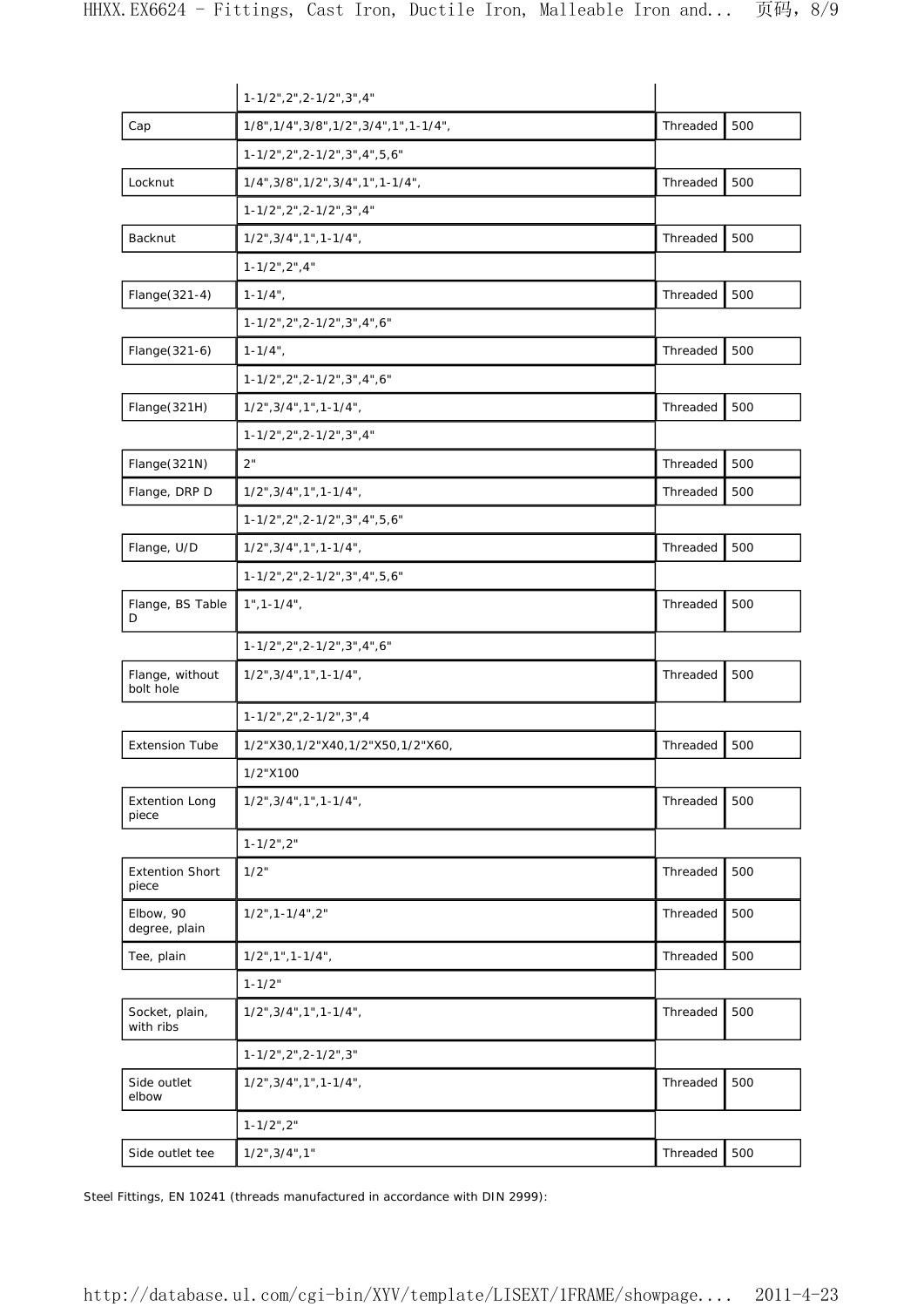| | | | |
|---|---|---|---|
| | 1-1/2",2",2-1/2",3",4" | | |
| Cap | 1/8",1/4",3/8",1/2",3/4",1",1-1/4", | Threaded | 500 |
| | 1-1/2",2",2-1/2",3",4",5,6" | | |
| Locknut | 1/4",3/8",1/2",3/4",1",1-1/4", | Threaded | 500 |
| | 1-1/2",2",2-1/2",3",4" | | |
| Backnut | 1/2",3/4",1",1-1/4", | Threaded | 500 |
| | 1-1/2",2",4" | | |
| Flange(321-4) | 1-1/4", | Threaded | 500 |
| | 1-1/2",2",2-1/2",3",4",6" | | |
| Flange(321-6) | 1-1/4", | Threaded | 500 |
| | 1-1/2",2",2-1/2",3",4",6" | | |
| Flange(321H) | 1/2",3/4",1",1-1/4", | Threaded | 500 |
| | 1-1/2",2",2-1/2",3",4" | | |
| Flange(321N) | 2" | Threaded | 500 |
| Flange, DRP D | 1/2",3/4",1",1-1/4", | Threaded | 500 |
| | 1-1/2",2",2-1/2",3",4",5,6" | | |
| Flange, U/D | 1/2",3/4",1",1-1/4", | Threaded | 500 |
| | 1-1/2",2",2-1/2",3",4",5,6" | | |
| Flange, BS Table D | 1",1-1/4", | Threaded | 500 |
| | 1-1/2",2",2-1/2",3",4",6" | | |
| Flange, without bolt hole | 1/2",3/4",1",1-1/4", | Threaded | 500 |
| | 1-1/2",2",2-1/2",3",4 | | |
| Extension Tube | 1/2"X30,1/2"X40,1/2"X50,1/2"X60, | Threaded | 500 |
| | 1/2"X100 | | |
| Extention Long piece | 1/2",3/4",1",1-1/4", | Threaded | 500 |
| | 1-1/2",2" | | |
| Extention Short piece | 1/2" | Threaded | 500 |
| Elbow, 90 degree, plain | 1/2",1-1/4",2" | Threaded | 500 |
| Tee, plain | 1/2",1",1-1/4", | Threaded | 500 |
| | 1-1/2" | | |
| Socket, plain, with ribs | 1/2",3/4",1",1-1/4", | Threaded | 500 |
| | 1-1/2",2",2-1/2",3" | | |
| Side outlet elbow | 1/2",3/4",1",1-1/4", | Threaded | 500 |
| | 1-1/2",2" | | |
| Side outlet tee | 1/2",3/4",1" | Threaded | 500 |

Steel Fittings, EN 10241 (threads manufactured in accordance with DIN 2999):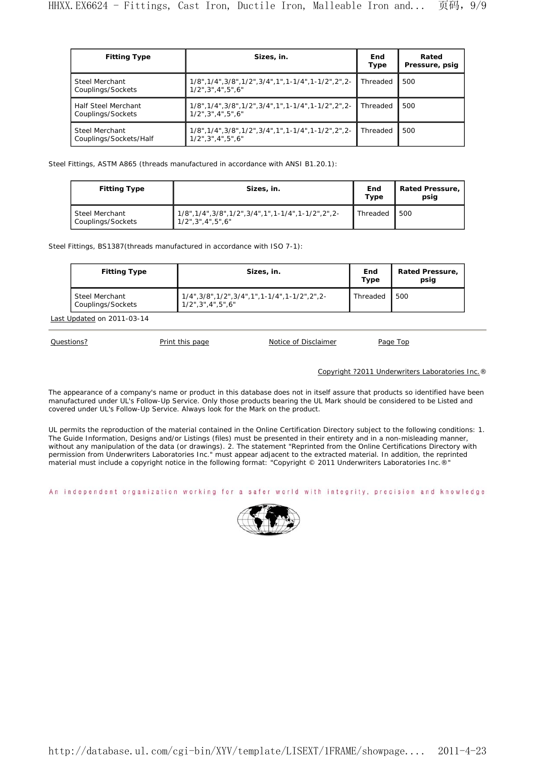| Fitting Type | Sizes, in. | End Type | Rated Pressure, psig |
|---|---|---|---|
| Steel Merchant Couplings/Sockets | 1/8",1/4",3/8",1/2",3/4",1",1-1/4",1-1/2",2",2-1/2",3",4",5",6" | Threaded | 500 |
| Half Steel Merchant Couplings/Sockets | 1/8",1/4",3/8",1/2",3/4",1",1-1/4",1-1/2",2",2-1/2",3",4",5",6" | Threaded | 500 |
| Steel Merchant Couplings/Sockets/Half | 1/8",1/4",3/8",1/2",3/4",1",1-1/4",1-1/2",2",2-1/2",3",4",5",6" | Threaded | 500 |

Steel Fittings, ASTM A865 (threads manufactured in accordance with ANSI B1.20.1):

| Fitting Type | Sizes, in. | End Type | Rated Pressure, psig |
|---|---|---|---|
| Steel Merchant Couplings/Sockets | 1/8",1/4",3/8",1/2",3/4",1",1-1/4",1-1/2",2",2-1/2",3",4",5",6" | Threaded | 500 |

Steel Fittings, BS1387(threads manufactured in accordance with ISO 7-1):

| Fitting Type | Sizes, in. | End Type | Rated Pressure, psig |
|---|---|---|---|
| Steel Merchant Couplings/Sockets | 1/4",3/8",1/2",3/4",1",1-1/4",1-1/2",2",2-1/2",3",4",5",6" | Threaded | 500 |

Last Updated on 2011-03-14

Questions? Print this page Notice of Disclaimer Page Top

Copyright ?2011 Underwriters Laboratories Inc.®

The appearance of a company's name or product in this database does not in itself assure that products so identified have been manufactured under UL's Follow-Up Service. Only those products bearing the UL Mark should be considered to be Listed and covered under UL's Follow-Up Service. Always look for the Mark on the product.

UL permits the reproduction of the material contained in the Online Certification Directory subject to the following conditions: 1. The Guide Information, Designs and/or Listings (files) must be presented in their entirety and in a non-misleading manner, without any manipulation of the data (or drawings). 2. The statement "Reprinted from the Online Certifications Directory with permission from Underwriters Laboratories Inc." must appear adjacent to the extracted material. In addition, the reprinted material must include a copyright notice in the following format: "Copyright © 2011 Underwriters Laboratories Inc.®"

An independent organization working for a safer world with integrity, precision and knowledge